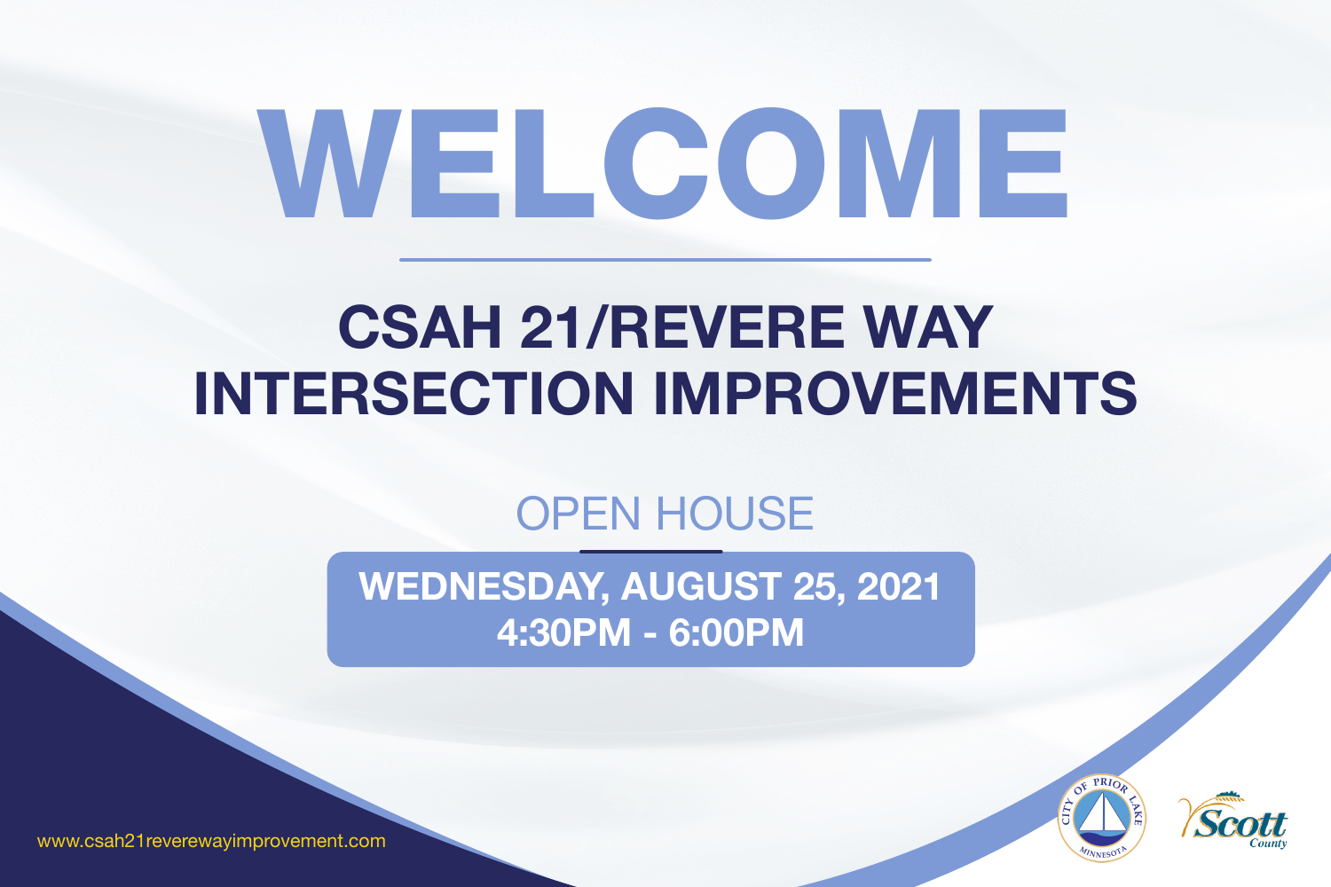# WELCOME

## CSAH 21/REVERE WAY INTERSECTION IMPROVEMENTS

### OPEN HOUSE

**WEDNESDAY, AUGUST 25, 2021**
**4:30PM - 6:00PM**

www.csah21reverewayimprovement.com

CITY OF PRIOR LAKE MINNESOTA

Scott County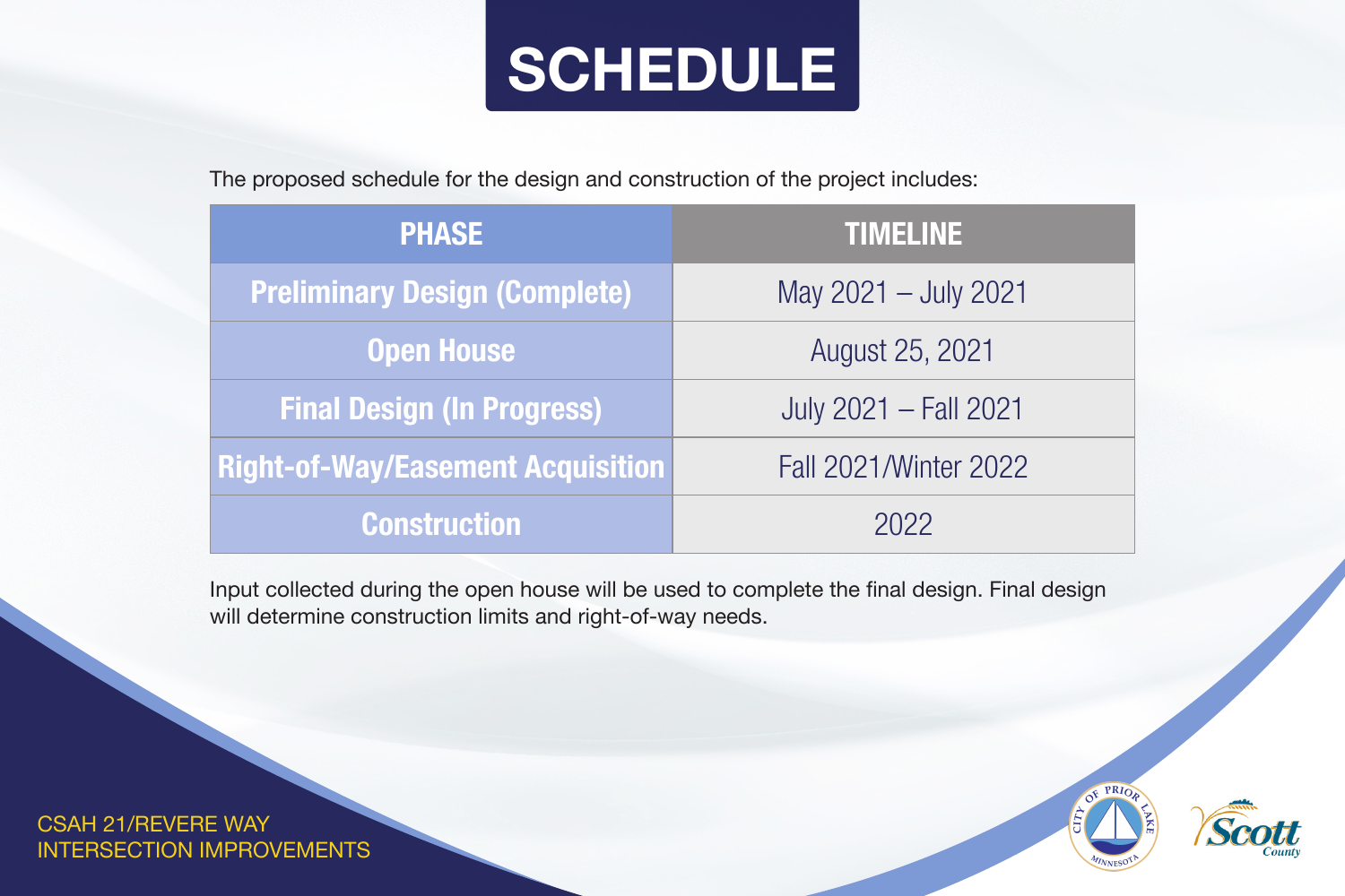# SCHEDULE

The proposed schedule for the design and construction of the project includes:

| PHASE | TIMELINE |
| --- | --- |
| Preliminary Design (Complete) | May 2021 – July 2021 |
| Open House | August 25, 2021 |
| Final Design (In Progress) | July 2021 – Fall 2021 |
| Right-of-Way/Easement Acquisition | Fall 2021/Winter 2022 |
| Construction | 2022 |

Input collected during the open house will be used to complete the final design. Final design will determine construction limits and right-of-way needs.

CSAH 21/REVERE WAY
INTERSECTION IMPROVEMENTS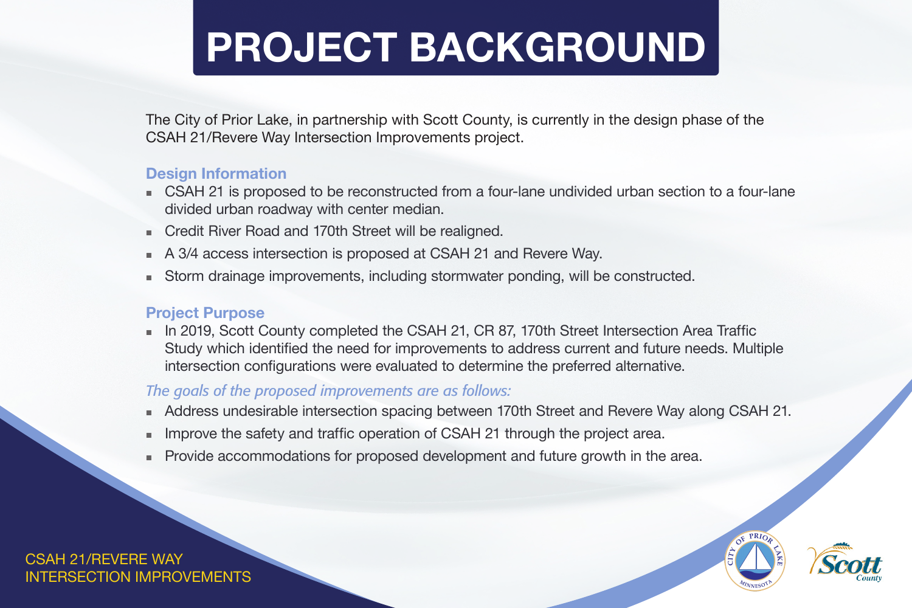# PROJECT BACKGROUND

The City of Prior Lake, in partnership with Scott County, is currently in the design phase of the CSAH 21/Revere Way Intersection Improvements project.

### Design Information

- CSAH 21 is proposed to be reconstructed from a four-lane undivided urban section to a four-lane divided urban roadway with center median.
- Credit River Road and 170th Street will be realigned.
- A 3/4 access intersection is proposed at CSAH 21 and Revere Way.
- Storm drainage improvements, including stormwater ponding, will be constructed.

### Project Purpose

- In 2019, Scott County completed the CSAH 21, CR 87, 170th Street Intersection Area Traffic Study which identified the need for improvements to address current and future needs. Multiple intersection configurations were evaluated to determine the preferred alternative.

*The goals of the proposed improvements are as follows:*

- Address undesirable intersection spacing between 170th Street and Revere Way along CSAH 21.
- Improve the safety and traffic operation of CSAH 21 through the project area.
- Provide accommodations for proposed development and future growth in the area.

CSAH 21/REVERE WAY
INTERSECTION IMPROVEMENTS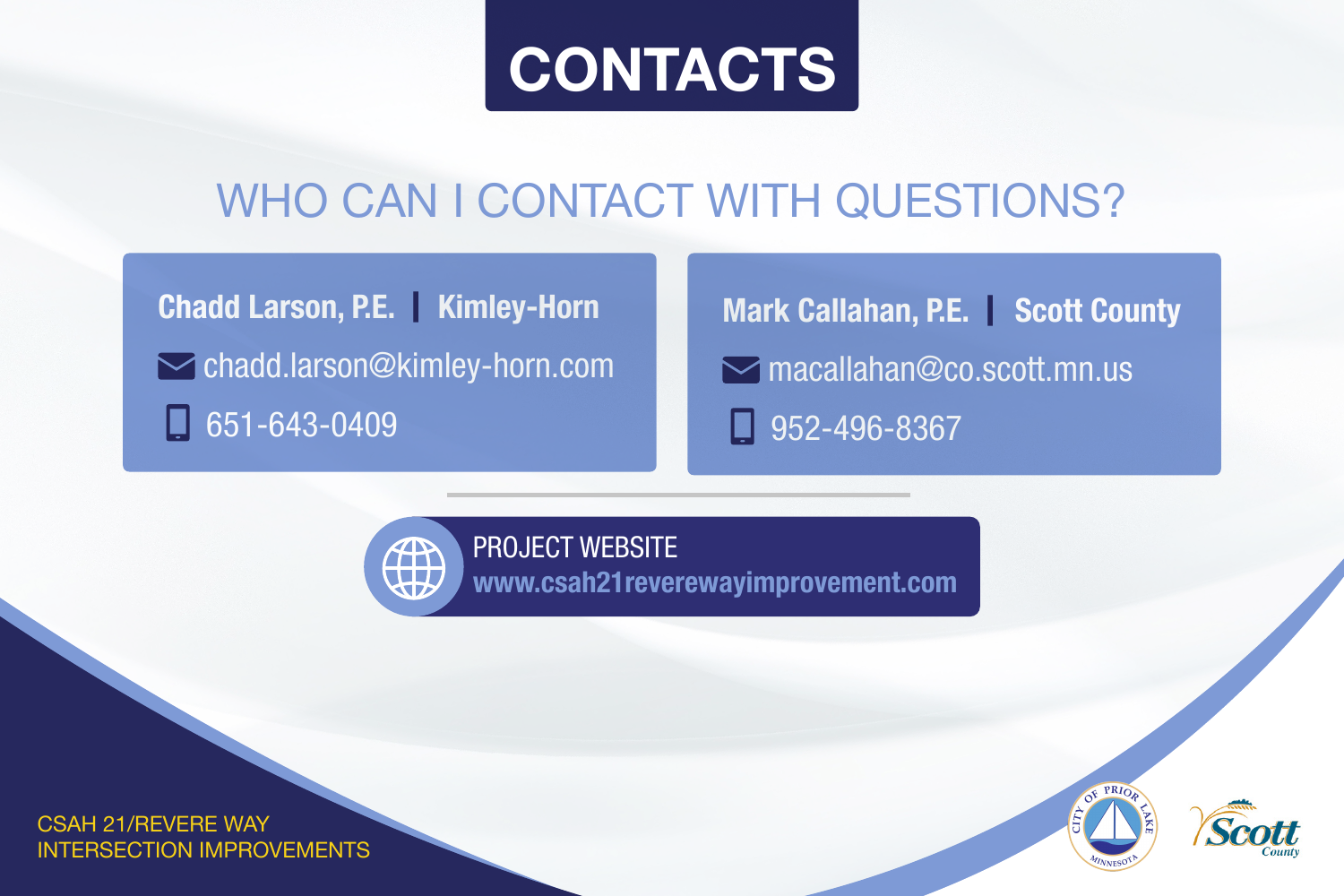# CONTACTS

## WHO CAN I CONTACT WITH QUESTIONS?

**Chadd Larson, P.E. | Kimley-Horn**

chadd.larson@kimley-horn.com

651-643-0409

**Mark Callahan, P.E. | Scott County**

macallahan@co.scott.mn.us

952-496-8367

PROJECT WEBSITE
**www.csah21reverewayimprovement.com**

CSAH 21/REVERE WAY
INTERSECTION IMPROVEMENTS